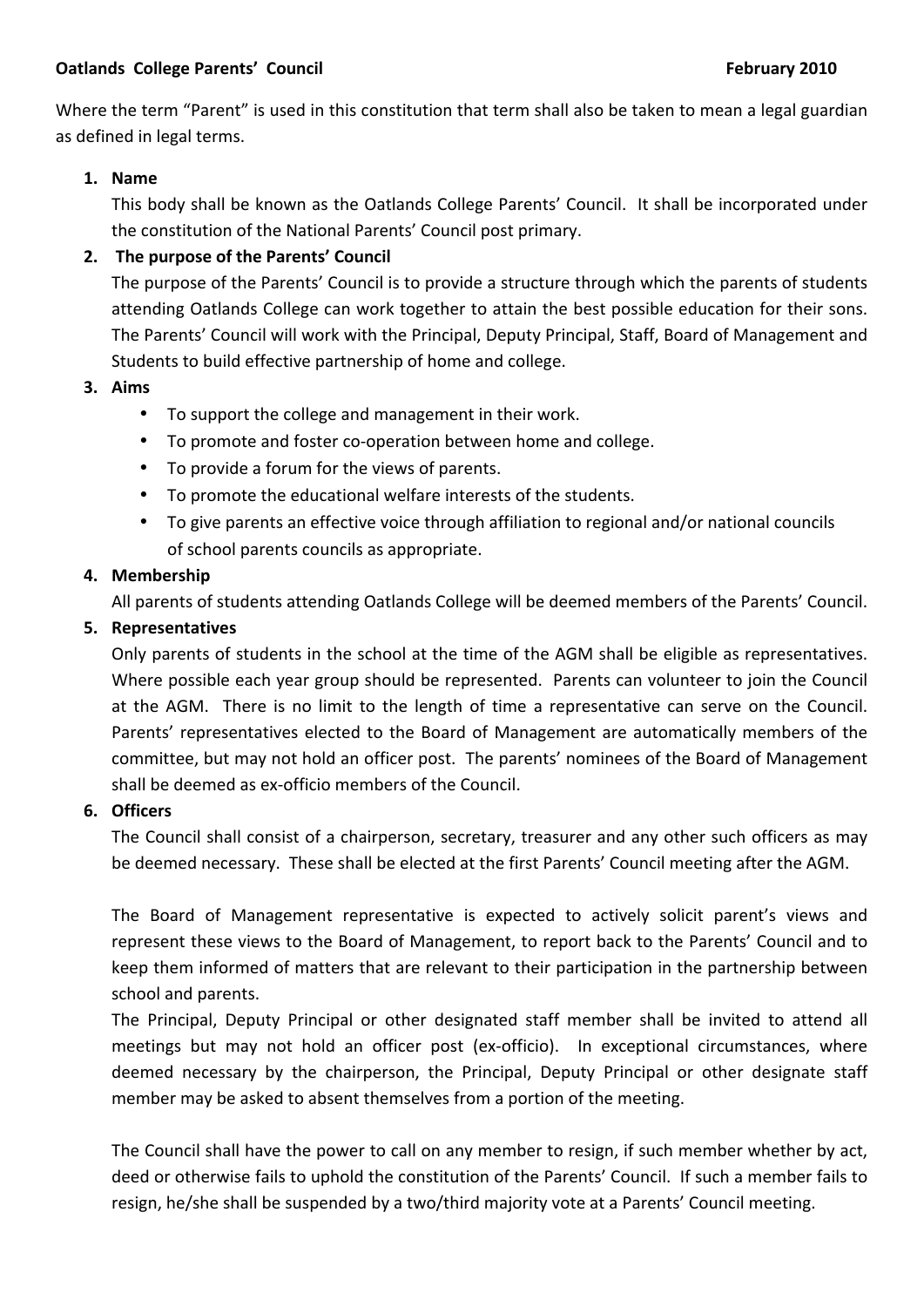**Oatlands College Parents' Council** **February 2010**

Where the term "Parent" is used in this constitution that term shall also be taken to mean a legal guardian as defined in legal terms.

1. **Name**

   This body shall be known as the Oatlands College Parents' Council. It shall be incorporated under the constitution of the National Parents' Council post primary.

2. **The purpose of the Parents' Council**

   The purpose of the Parents' Council is to provide a structure through which the parents of students attending Oatlands College can work together to attain the best possible education for their sons. The Parents' Council will work with the Principal, Deputy Principal, Staff, Board of Management and Students to build effective partnership of home and college.

3. **Aims**

   - To support the college and management in their work.
   - To promote and foster co-operation between home and college.
   - To provide a forum for the views of parents.
   - To promote the educational welfare interests of the students.
   - To give parents an effective voice through affiliation to regional and/or national councils of school parents councils as appropriate.

4. **Membership**

   All parents of students attending Oatlands College will be deemed members of the Parents' Council.

5. **Representatives**

   Only parents of students in the school at the time of the AGM shall be eligible as representatives. Where possible each year group should be represented. Parents can volunteer to join the Council at the AGM. There is no limit to the length of time a representative can serve on the Council. Parents' representatives elected to the Board of Management are automatically members of the committee, but may not hold an officer post. The parents' nominees of the Board of Management shall be deemed as ex-officio members of the Council.

6. **Officers**

   The Council shall consist of a chairperson, secretary, treasurer and any other such officers as may be deemed necessary. These shall be elected at the first Parents' Council meeting after the AGM.

   The Board of Management representative is expected to actively solicit parent's views and represent these views to the Board of Management, to report back to the Parents' Council and to keep them informed of matters that are relevant to their participation in the partnership between school and parents.

   The Principal, Deputy Principal or other designated staff member shall be invited to attend all meetings but may not hold an officer post (ex-officio). In exceptional circumstances, where deemed necessary by the chairperson, the Principal, Deputy Principal or other designate staff member may be asked to absent themselves from a portion of the meeting.

   The Council shall have the power to call on any member to resign, if such member whether by act, deed or otherwise fails to uphold the constitution of the Parents' Council. If such a member fails to resign, he/she shall be suspended by a two/third majority vote at a Parents' Council meeting.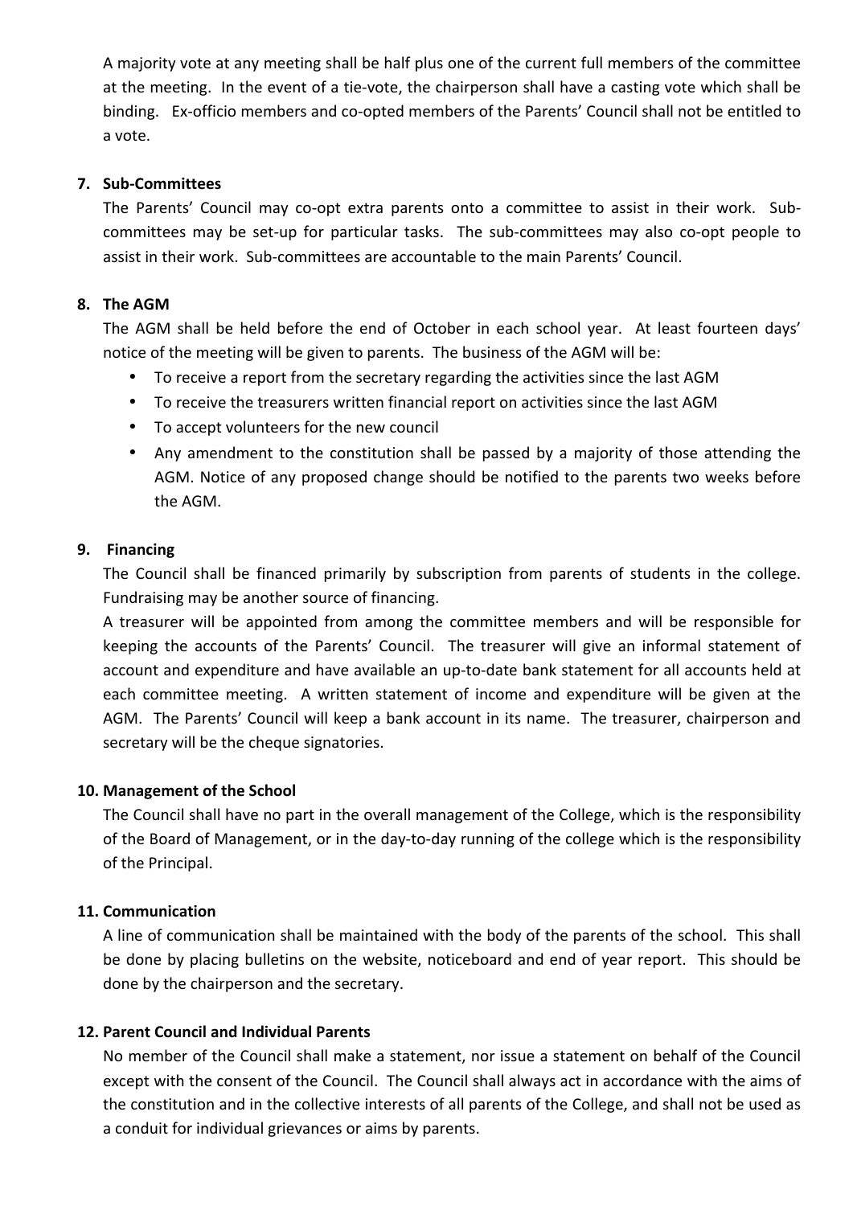A majority vote at any meeting shall be half plus one of the current full members of the committee at the meeting. In the event of a tie-vote, the chairperson shall have a casting vote which shall be binding. Ex-officio members and co-opted members of the Parents' Council shall not be entitled to a vote.

**7. Sub-Committees**

The Parents' Council may co-opt extra parents onto a committee to assist in their work. Sub-committees may be set-up for particular tasks. The sub-committees may also co-opt people to assist in their work. Sub-committees are accountable to the main Parents' Council.

**8. The AGM**

The AGM shall be held before the end of October in each school year. At least fourteen days' notice of the meeting will be given to parents. The business of the AGM will be:

- To receive a report from the secretary regarding the activities since the last AGM
- To receive the treasurers written financial report on activities since the last AGM
- To accept volunteers for the new council
- Any amendment to the constitution shall be passed by a majority of those attending the AGM. Notice of any proposed change should be notified to the parents two weeks before the AGM.

**9. Financing**

The Council shall be financed primarily by subscription from parents of students in the college. Fundraising may be another source of financing.

A treasurer will be appointed from among the committee members and will be responsible for keeping the accounts of the Parents' Council. The treasurer will give an informal statement of account and expenditure and have available an up-to-date bank statement for all accounts held at each committee meeting. A written statement of income and expenditure will be given at the AGM. The Parents' Council will keep a bank account in its name. The treasurer, chairperson and secretary will be the cheque signatories.

**10. Management of the School**

The Council shall have no part in the overall management of the College, which is the responsibility of the Board of Management, or in the day-to-day running of the college which is the responsibility of the Principal.

**11. Communication**

A line of communication shall be maintained with the body of the parents of the school. This shall be done by placing bulletins on the website, noticeboard and end of year report. This should be done by the chairperson and the secretary.

**12. Parent Council and Individual Parents**

No member of the Council shall make a statement, nor issue a statement on behalf of the Council except with the consent of the Council. The Council shall always act in accordance with the aims of the constitution and in the collective interests of all parents of the College, and shall not be used as a conduit for individual grievances or aims by parents.